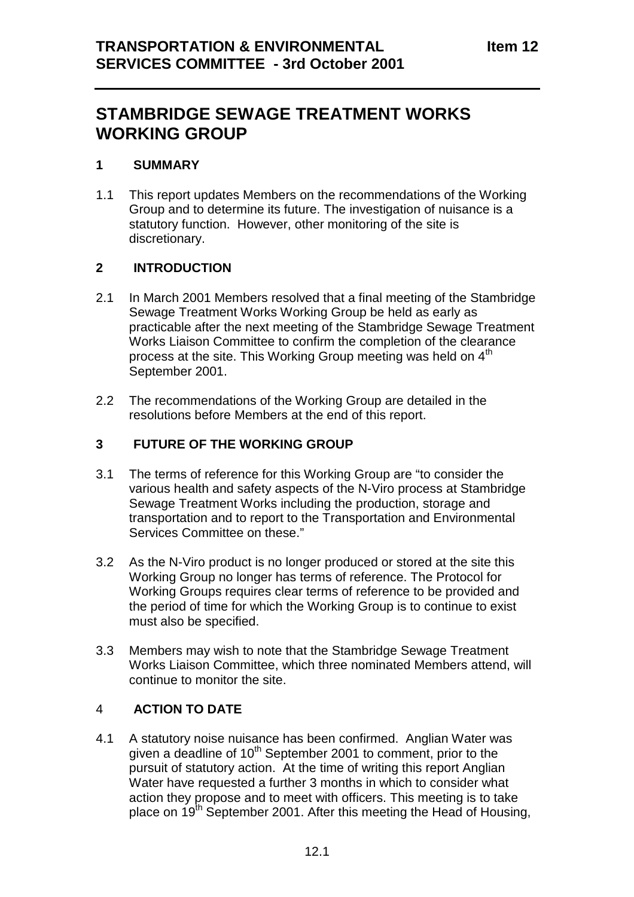**TRANSPORTATION & ENVIRONMENTAL SERVICES COMMITTEE - 3rd October 2001**

**Item 12**

# STAMBRIDGE SEWAGE TREATMENT WORKS WORKING GROUP

## 1 SUMMARY

1.1 This report updates Members on the recommendations of the Working Group and to determine its future. The investigation of nuisance is a statutory function. However, other monitoring of the site is discretionary.

## 2 INTRODUCTION

2.1 In March 2001 Members resolved that a final meeting of the Stambridge Sewage Treatment Works Working Group be held as early as practicable after the next meeting of the Stambridge Sewage Treatment Works Liaison Committee to confirm the completion of the clearance process at the site. This Working Group meeting was held on 4th September 2001.

2.2 The recommendations of the Working Group are detailed in the resolutions before Members at the end of this report.

## 3 FUTURE OF THE WORKING GROUP

3.1 The terms of reference for this Working Group are "to consider the various health and safety aspects of the N-Viro process at Stambridge Sewage Treatment Works including the production, storage and transportation and to report to the Transportation and Environmental Services Committee on these."

3.2 As the N-Viro product is no longer produced or stored at the site this Working Group no longer has terms of reference. The Protocol for Working Groups requires clear terms of reference to be provided and the period of time for which the Working Group is to continue to exist must also be specified.

3.3 Members may wish to note that the Stambridge Sewage Treatment Works Liaison Committee, which three nominated Members attend, will continue to monitor the site.

## 4 ACTION TO DATE

4.1 A statutory noise nuisance has been confirmed. Anglian Water was given a deadline of 10th September 2001 to comment, prior to the pursuit of statutory action. At the time of writing this report Anglian Water have requested a further 3 months in which to consider what action they propose and to meet with officers. This meeting is to take place on 19th September 2001. After this meeting the Head of Housing,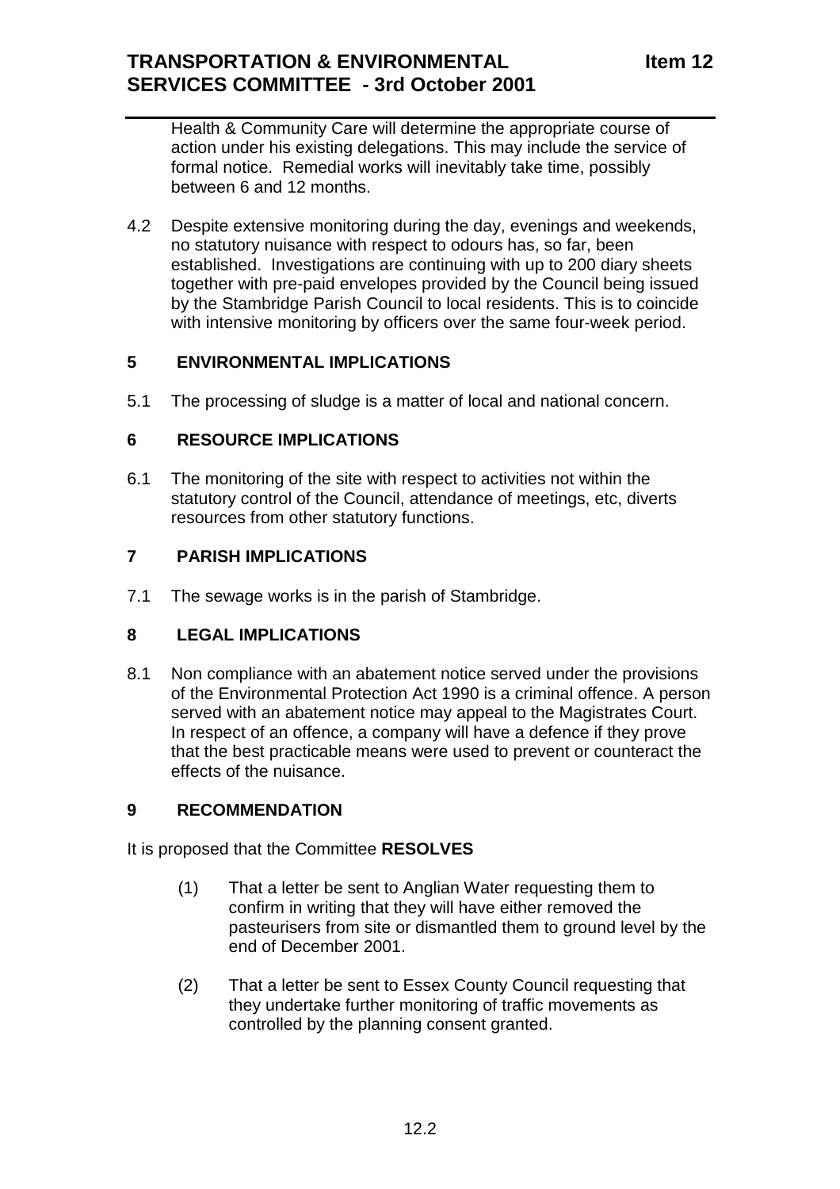Health & Community Care will determine the appropriate course of action under his existing delegations. This may include the service of formal notice. Remedial works will inevitably take time, possibly between 6 and 12 months.

4.2 Despite extensive monitoring during the day, evenings and weekends, no statutory nuisance with respect to odours has, so far, been established. Investigations are continuing with up to 200 diary sheets together with pre-paid envelopes provided by the Council being issued by the Stambridge Parish Council to local residents. This is to coincide with intensive monitoring by officers over the same four-week period.

## 5 ENVIRONMENTAL IMPLICATIONS

5.1 The processing of sludge is a matter of local and national concern.

## 6 RESOURCE IMPLICATIONS

6.1 The monitoring of the site with respect to activities not within the statutory control of the Council, attendance of meetings, etc, diverts resources from other statutory functions.

## 7 PARISH IMPLICATIONS

7.1 The sewage works is in the parish of Stambridge.

## 8 LEGAL IMPLICATIONS

8.1 Non compliance with an abatement notice served under the provisions of the Environmental Protection Act 1990 is a criminal offence. A person served with an abatement notice may appeal to the Magistrates Court. In respect of an offence, a company will have a defence if they prove that the best practicable means were used to prevent or counteract the effects of the nuisance.

## 9 RECOMMENDATION

It is proposed that the Committee **RESOLVES**

(1) That a letter be sent to Anglian Water requesting them to confirm in writing that they will have either removed the pasteurisers from site or dismantled them to ground level by the end of December 2001.

(2) That a letter be sent to Essex County Council requesting that they undertake further monitoring of traffic movements as controlled by the planning consent granted.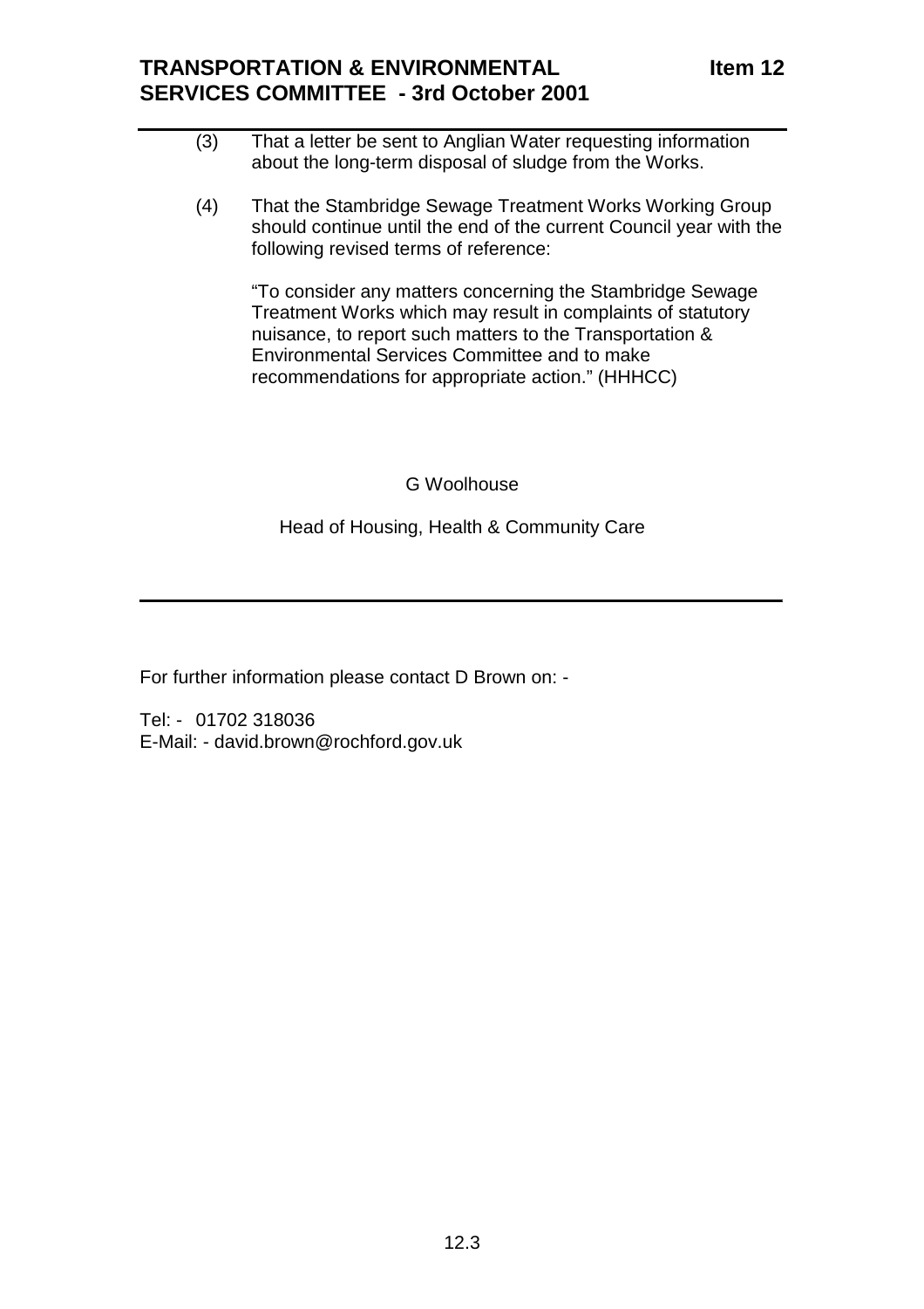(3) That a letter be sent to Anglian Water requesting information about the long-term disposal of sludge from the Works.

(4) That the Stambridge Sewage Treatment Works Working Group should continue until the end of the current Council year with the following revised terms of reference:

"To consider any matters concerning the Stambridge Sewage Treatment Works which may result in complaints of statutory nuisance, to report such matters to the Transportation & Environmental Services Committee and to make recommendations for appropriate action." (HHHCC)

G Woolhouse

Head of Housing, Health & Community Care

---

For further information please contact D Brown on: -

Tel: - 01702 318036
E-Mail: - david.brown@rochford.gov.uk